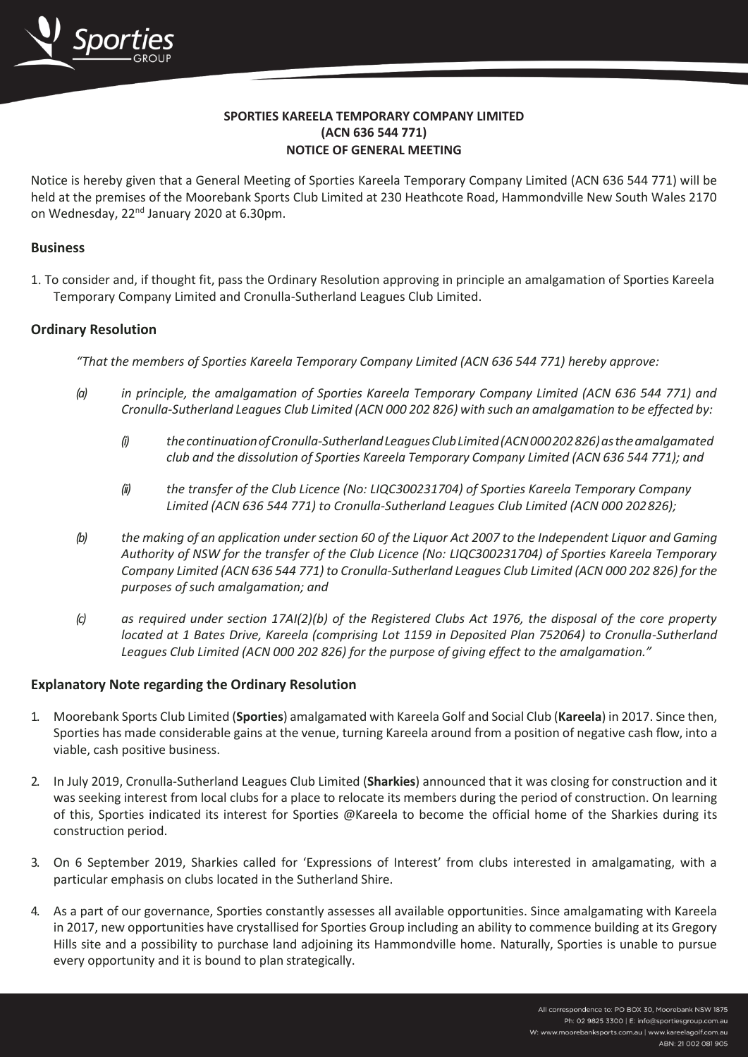**SPORTIES KAREELA TEMPORARY COMPANY LIMITED**
**(ACN 636 544 771)**
**NOTICE OF GENERAL MEETING**

Notice is hereby given that a General Meeting of Sporties Kareela Temporary Company Limited (ACN 636 544 771) will be held at the premises of the Moorebank Sports Club Limited at 230 Heathcote Road, Hammondville New South Wales 2170 on Wednesday, 22nd January 2020 at 6.30pm.

## Business

1. To consider and, if thought fit, pass the Ordinary Resolution approving in principle an amalgamation of Sporties Kareela Temporary Company Limited and Cronulla-Sutherland Leagues Club Limited.

## Ordinary Resolution

*"That the members of Sporties Kareela Temporary Company Limited (ACN 636 544 771) hereby approve:*

*(a) in principle, the amalgamation of Sporties Kareela Temporary Company Limited (ACN 636 544 771) and Cronulla-Sutherland Leagues Club Limited (ACN 000 202 826) with such an amalgamation to be effected by:*

*(i) the continuation of Cronulla-Sutherland Leagues Club Limited (ACN 000 202 826) as the amalgamated club and the dissolution of Sporties Kareela Temporary Company Limited (ACN 636 544 771); and*

*(ii) the transfer of the Club Licence (No: LIQC300231704) of Sporties Kareela Temporary Company Limited (ACN 636 544 771) to Cronulla-Sutherland Leagues Club Limited (ACN 000 202 826);*

*(b) the making of an application under section 60 of the Liquor Act 2007 to the Independent Liquor and Gaming Authority of NSW for the transfer of the Club Licence (No: LIQC300231704) of Sporties Kareela Temporary Company Limited (ACN 636 544 771) to Cronulla-Sutherland Leagues Club Limited (ACN 000 202 826) for the purposes of such amalgamation; and*

*(c) as required under section 17AI(2)(b) of the Registered Clubs Act 1976, the disposal of the core property located at 1 Bates Drive, Kareela (comprising Lot 1159 in Deposited Plan 752064) to Cronulla-Sutherland Leagues Club Limited (ACN 000 202 826) for the purpose of giving effect to the amalgamation."*

## Explanatory Note regarding the Ordinary Resolution

1. Moorebank Sports Club Limited (**Sporties**) amalgamated with Kareela Golf and Social Club (**Kareela**) in 2017. Since then, Sporties has made considerable gains at the venue, turning Kareela around from a position of negative cash flow, into a viable, cash positive business.
2. In July 2019, Cronulla-Sutherland Leagues Club Limited (**Sharkies**) announced that it was closing for construction and it was seeking interest from local clubs for a place to relocate its members during the period of construction. On learning of this, Sporties indicated its interest for Sporties @Kareela to become the official home of the Sharkies during its construction period.
3. On 6 September 2019, Sharkies called for 'Expressions of Interest' from clubs interested in amalgamating, with a particular emphasis on clubs located in the Sutherland Shire.
4. As a part of our governance, Sporties constantly assesses all available opportunities. Since amalgamating with Kareela in 2017, new opportunities have crystallised for Sporties Group including an ability to commence building at its Gregory Hills site and a possibility to purchase land adjoining its Hammondville home. Naturally, Sporties is unable to pursue every opportunity and it is bound to plan strategically.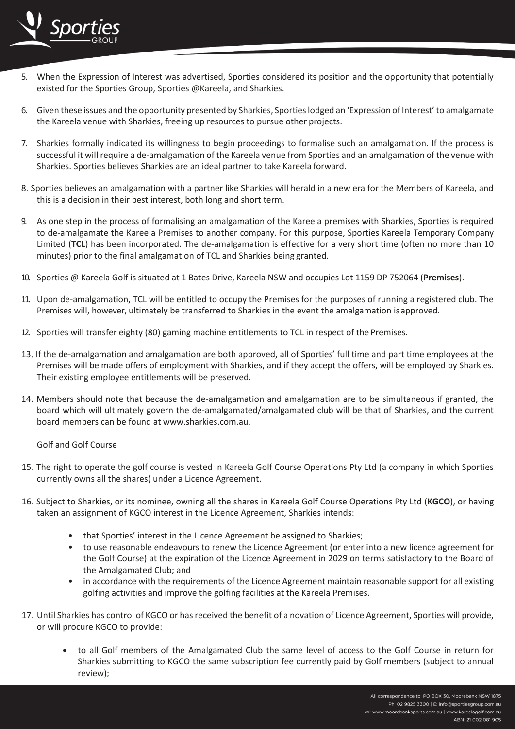5. When the Expression of Interest was advertised, Sporties considered its position and the opportunity that potentially existed for the Sporties Group, Sporties @Kareela, and Sharkies.

6. Given these issues and the opportunity presented by Sharkies, Sporties lodged an 'Expression of Interest' to amalgamate the Kareela venue with Sharkies, freeing up resources to pursue other projects.

7. Sharkies formally indicated its willingness to begin proceedings to formalise such an amalgamation. If the process is successful it will require a de-amalgamation of the Kareela venue from Sporties and an amalgamation of the venue with Sharkies. Sporties believes Sharkies are an ideal partner to take Kareela forward.

8. Sporties believes an amalgamation with a partner like Sharkies will herald in a new era for the Members of Kareela, and this is a decision in their best interest, both long and short term.

9. As one step in the process of formalising an amalgamation of the Kareela premises with Sharkies, Sporties is required to de-amalgamate the Kareela Premises to another company. For this purpose, Sporties Kareela Temporary Company Limited (**TCL**) has been incorporated. The de-amalgamation is effective for a very short time (often no more than 10 minutes) prior to the final amalgamation of TCL and Sharkies being granted.

10. Sporties @ Kareela Golf is situated at 1 Bates Drive, Kareela NSW and occupies Lot 1159 DP 752064 (**Premises**).

11. Upon de-amalgamation, TCL will be entitled to occupy the Premises for the purposes of running a registered club. The Premises will, however, ultimately be transferred to Sharkies in the event the amalgamation is approved.

12. Sporties will transfer eighty (80) gaming machine entitlements to TCL in respect of the Premises.

13. If the de-amalgamation and amalgamation are both approved, all of Sporties' full time and part time employees at the Premises will be made offers of employment with Sharkies, and if they accept the offers, will be employed by Sharkies. Their existing employee entitlements will be preserved.

14. Members should note that because the de-amalgamation and amalgamation are to be simultaneous if granted, the board which will ultimately govern the de-amalgamated/amalgamated club will be that of Sharkies, and the current board members can be found at www.sharkies.com.au.

<u>Golf and Golf Course</u>

15. The right to operate the golf course is vested in Kareela Golf Course Operations Pty Ltd (a company in which Sporties currently owns all the shares) under a Licence Agreement.

16. Subject to Sharkies, or its nominee, owning all the shares in Kareela Golf Course Operations Pty Ltd (**KGCO**), or having taken an assignment of KGCO interest in the Licence Agreement, Sharkies intends:

    - that Sporties' interest in the Licence Agreement be assigned to Sharkies;
    - to use reasonable endeavours to renew the Licence Agreement (or enter into a new licence agreement for the Golf Course) at the expiration of the Licence Agreement in 2029 on terms satisfactory to the Board of the Amalgamated Club; and
    - in accordance with the requirements of the Licence Agreement maintain reasonable support for all existing golfing activities and improve the golfing facilities at the Kareela Premises.

17. Until Sharkies has control of KGCO or has received the benefit of a novation of Licence Agreement, Sporties will provide, or will procure KGCO to provide:

    - to all Golf members of the Amalgamated Club the same level of access to the Golf Course in return for Sharkies submitting to KGCO the same subscription fee currently paid by Golf members (subject to annual review);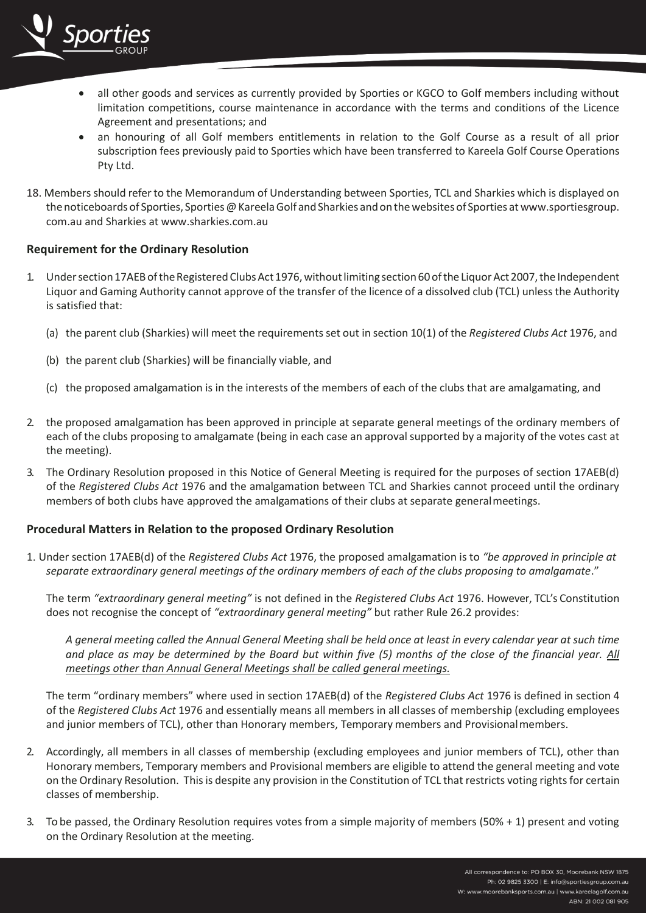- all other goods and services as currently provided by Sporties or KGCO to Golf members including without limitation competitions, course maintenance in accordance with the terms and conditions of the Licence Agreement and presentations; and
- an honouring of all Golf members entitlements in relation to the Golf Course as a result of all prior subscription fees previously paid to Sporties which have been transferred to Kareela Golf Course Operations Pty Ltd.

18. Members should refer to the Memorandum of Understanding between Sporties, TCL and Sharkies which is displayed on the noticeboards of Sporties, Sporties @ Kareela Golf and Sharkies and on the websites of Sporties at www.sportiesgroup.com.au and Sharkies at www.sharkies.com.au

## Requirement for the Ordinary Resolution

1. Under section 17AEB of the Registered Clubs Act 1976, without limiting section 60 of the Liquor Act 2007, the Independent Liquor and Gaming Authority cannot approve of the transfer of the licence of a dissolved club (TCL) unless the Authority is satisfied that:

   (a) the parent club (Sharkies) will meet the requirements set out in section 10(1) of the *Registered Clubs Act* 1976, and

   (b) the parent club (Sharkies) will be financially viable, and

   (c) the proposed amalgamation is in the interests of the members of each of the clubs that are amalgamating, and

2. the proposed amalgamation has been approved in principle at separate general meetings of the ordinary members of each of the clubs proposing to amalgamate (being in each case an approval supported by a majority of the votes cast at the meeting).

3. The Ordinary Resolution proposed in this Notice of General Meeting is required for the purposes of section 17AEB(d) of the *Registered Clubs Act* 1976 and the amalgamation between TCL and Sharkies cannot proceed until the ordinary members of both clubs have approved the amalgamations of their clubs at separate general meetings.

## Procedural Matters in Relation to the proposed Ordinary Resolution

1. Under section 17AEB(d) of the *Registered Clubs Act* 1976, the proposed amalgamation is to *"be approved in principle at separate extraordinary general meetings of the ordinary members of each of the clubs proposing to amalgamate*."

   The term *"extraordinary general meeting"* is not defined in the *Registered Clubs Act* 1976. However, TCL's Constitution does not recognise the concept of *"extraordinary general meeting"* but rather Rule 26.2 provides:

   *A general meeting called the Annual General Meeting shall be held once at least in every calendar year at such time and place as may be determined by the Board but within five (5) months of the close of the financial year. <u>All meetings other than Annual General Meetings shall be called general meetings.</u>*

   The term "ordinary members" where used in section 17AEB(d) of the *Registered Clubs Act* 1976 is defined in section 4 of the *Registered Clubs Act* 1976 and essentially means all members in all classes of membership (excluding employees and junior members of TCL), other than Honorary members, Temporary members and Provisional members.

2. Accordingly, all members in all classes of membership (excluding employees and junior members of TCL), other than Honorary members, Temporary members and Provisional members are eligible to attend the general meeting and vote on the Ordinary Resolution. This is despite any provision in the Constitution of TCL that restricts voting rights for certain classes of membership.

3. To be passed, the Ordinary Resolution requires votes from a simple majority of members (50% + 1) present and voting on the Ordinary Resolution at the meeting.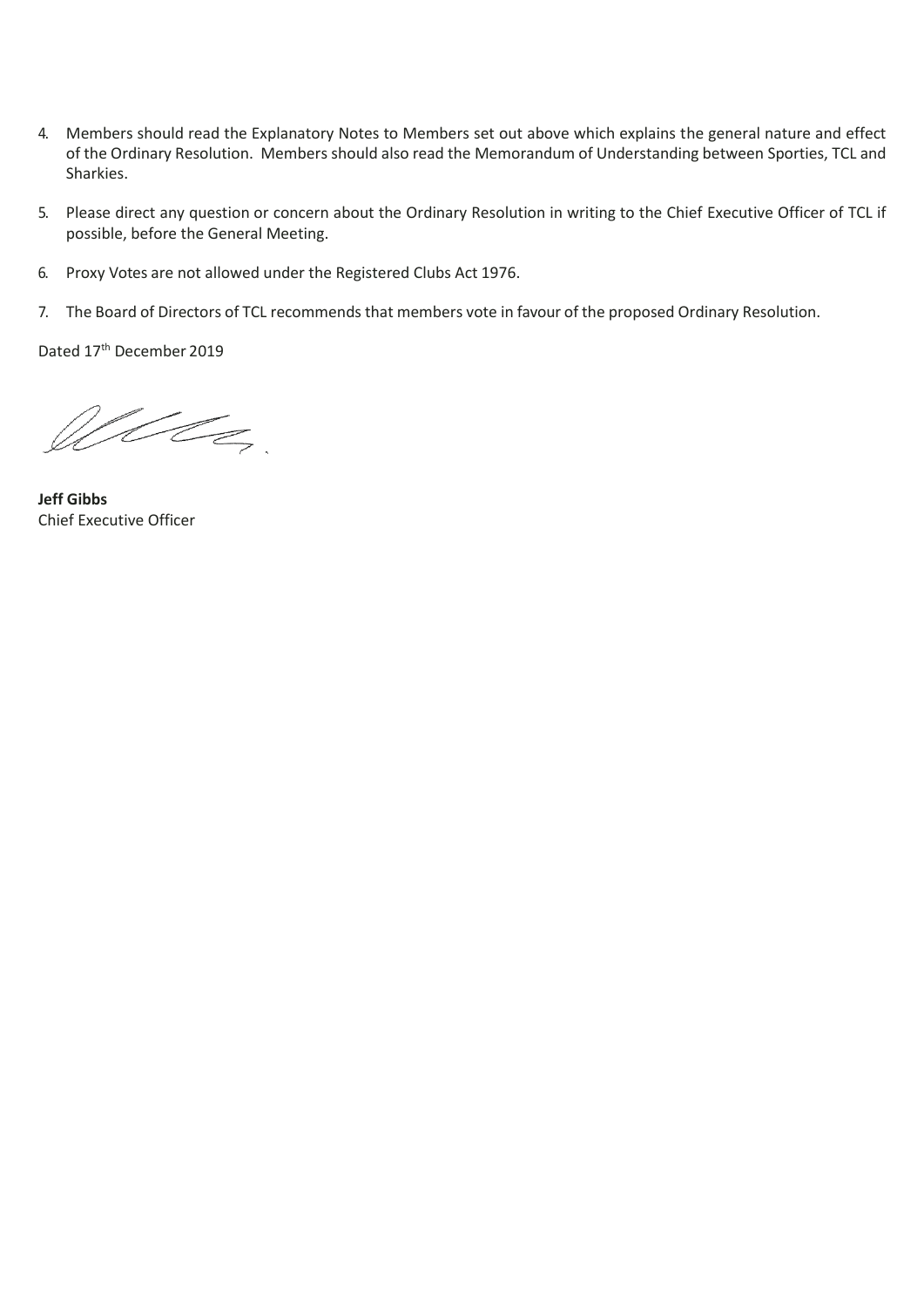4. Members should read the Explanatory Notes to Members set out above which explains the general nature and effect of the Ordinary Resolution. Members should also read the Memorandum of Understanding between Sporties, TCL and Sharkies.
5. Please direct any question or concern about the Ordinary Resolution in writing to the Chief Executive Officer of TCL if possible, before the General Meeting.
6. Proxy Votes are not allowed under the Registered Clubs Act 1976.
7. The Board of Directors of TCL recommends that members vote in favour of the proposed Ordinary Resolution.

Dated 17th December 2019

**Jeff Gibbs**
Chief Executive Officer